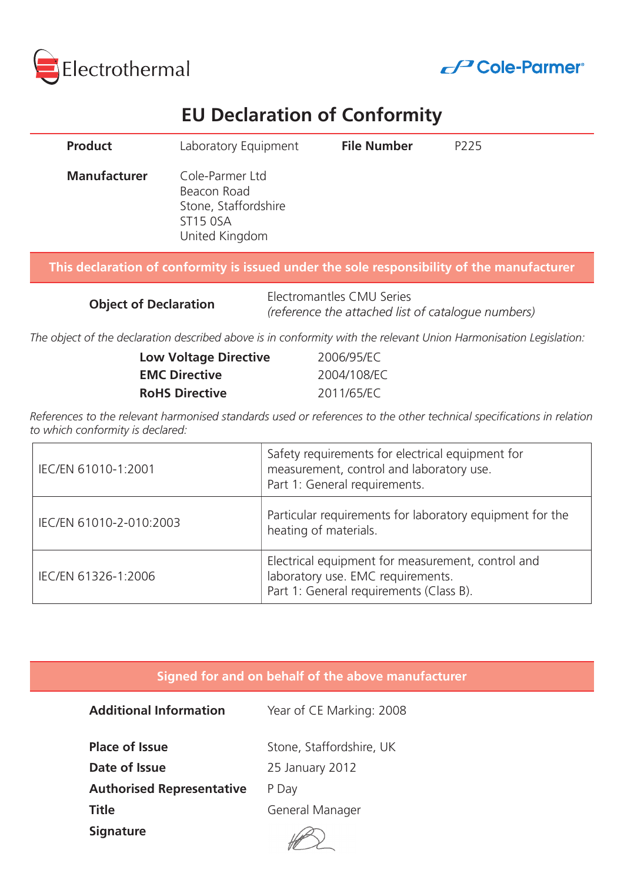Electrothermal

Cole-Parmer

# EU Declaration of Conformity

| | | | |
|---|---|---|---|
| **Product** | Laboratory Equipment | **File Number** | P225 |
| **Manufacturer** | Cole-Parmer Ltd<br>Beacon Road<br>Stone, Staffordshire<br>ST15 0SA<br>United Kingdom | | |

**This declaration of conformity is issued under the sole responsibility of the manufacturer**

**Object of Declaration** Electromantles CMU Series
*(reference the attached list of catalogue numbers)*

*The object of the declaration described above is in conformity with the relevant Union Harmonisation Legislation:*

| | |
|---|---|
| **Low Voltage Directive** | 2006/95/EC |
| **EMC Directive** | 2004/108/EC |
| **RoHS Directive** | 2011/65/EC |

*References to the relevant harmonised standards used or references to the other technical specifications in relation to which conformity is declared:*

| | |
|---|---|
| IEC/EN 61010-1:2001 | Safety requirements for electrical equipment for measurement, control and laboratory use.<br>Part 1: General requirements. |
| IEC/EN 61010-2-010:2003 | Particular requirements for laboratory equipment for the heating of materials. |
| IEC/EN 61326-1:2006 | Electrical equipment for measurement, control and laboratory use. EMC requirements.<br>Part 1: General requirements (Class B). |

**Signed for and on behalf of the above manufacturer**

| | |
|---|---|
| **Additional Information** | Year of CE Marking: 2008 |
| **Place of Issue** | Stone, Staffordshire, UK |
| **Date of Issue** | 25 January 2012 |
| **Authorised Representative** | P Day |
| **Title** | General Manager |
| **Signature** | |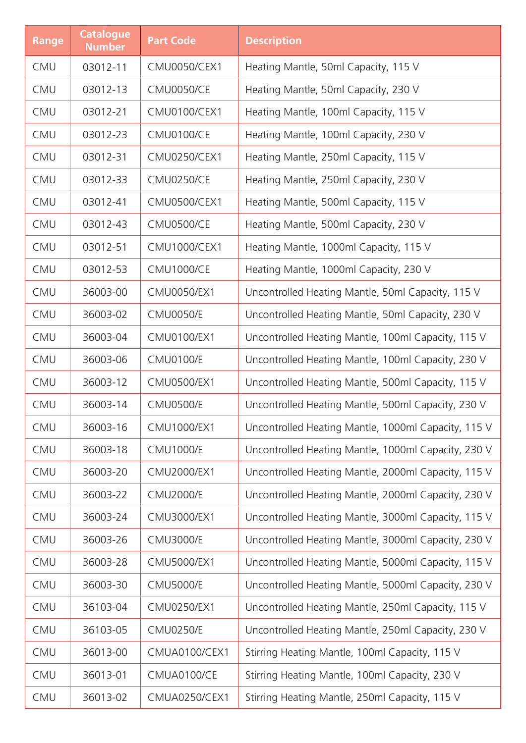| Range | Catalogue Number | Part Code | Description |
|---|---|---|---|
| CMU | 03012-11 | CMU0050/CEX1 | Heating Mantle, 50ml Capacity, 115 V |
| CMU | 03012-13 | CMU0050/CE | Heating Mantle, 50ml Capacity, 230 V |
| CMU | 03012-21 | CMU0100/CEX1 | Heating Mantle, 100ml Capacity, 115 V |
| CMU | 03012-23 | CMU0100/CE | Heating Mantle, 100ml Capacity, 230 V |
| CMU | 03012-31 | CMU0250/CEX1 | Heating Mantle, 250ml Capacity, 115 V |
| CMU | 03012-33 | CMU0250/CE | Heating Mantle, 250ml Capacity, 230 V |
| CMU | 03012-41 | CMU0500/CEX1 | Heating Mantle, 500ml Capacity, 115 V |
| CMU | 03012-43 | CMU0500/CE | Heating Mantle, 500ml Capacity, 230 V |
| CMU | 03012-51 | CMU1000/CEX1 | Heating Mantle, 1000ml Capacity, 115 V |
| CMU | 03012-53 | CMU1000/CE | Heating Mantle, 1000ml Capacity, 230 V |
| CMU | 36003-00 | CMU0050/EX1 | Uncontrolled Heating Mantle, 50ml Capacity, 115 V |
| CMU | 36003-02 | CMU0050/E | Uncontrolled Heating Mantle, 50ml Capacity, 230 V |
| CMU | 36003-04 | CMU0100/EX1 | Uncontrolled Heating Mantle, 100ml Capacity, 115 V |
| CMU | 36003-06 | CMU0100/E | Uncontrolled Heating Mantle, 100ml Capacity, 230 V |
| CMU | 36003-12 | CMU0500/EX1 | Uncontrolled Heating Mantle, 500ml Capacity, 115 V |
| CMU | 36003-14 | CMU0500/E | Uncontrolled Heating Mantle, 500ml Capacity, 230 V |
| CMU | 36003-16 | CMU1000/EX1 | Uncontrolled Heating Mantle, 1000ml Capacity, 115 V |
| CMU | 36003-18 | CMU1000/E | Uncontrolled Heating Mantle, 1000ml Capacity, 230 V |
| CMU | 36003-20 | CMU2000/EX1 | Uncontrolled Heating Mantle, 2000ml Capacity, 115 V |
| CMU | 36003-22 | CMU2000/E | Uncontrolled Heating Mantle, 2000ml Capacity, 230 V |
| CMU | 36003-24 | CMU3000/EX1 | Uncontrolled Heating Mantle, 3000ml Capacity, 115 V |
| CMU | 36003-26 | CMU3000/E | Uncontrolled Heating Mantle, 3000ml Capacity, 230 V |
| CMU | 36003-28 | CMU5000/EX1 | Uncontrolled Heating Mantle, 5000ml Capacity, 115 V |
| CMU | 36003-30 | CMU5000/E | Uncontrolled Heating Mantle, 5000ml Capacity, 230 V |
| CMU | 36103-04 | CMU0250/EX1 | Uncontrolled Heating Mantle, 250ml Capacity, 115 V |
| CMU | 36103-05 | CMU0250/E | Uncontrolled Heating Mantle, 250ml Capacity, 230 V |
| CMU | 36013-00 | CMUA0100/CEX1 | Stirring Heating Mantle, 100ml Capacity, 115 V |
| CMU | 36013-01 | CMUA0100/CE | Stirring Heating Mantle, 100ml Capacity, 230 V |
| CMU | 36013-02 | CMUA0250/CEX1 | Stirring Heating Mantle, 250ml Capacity, 115 V |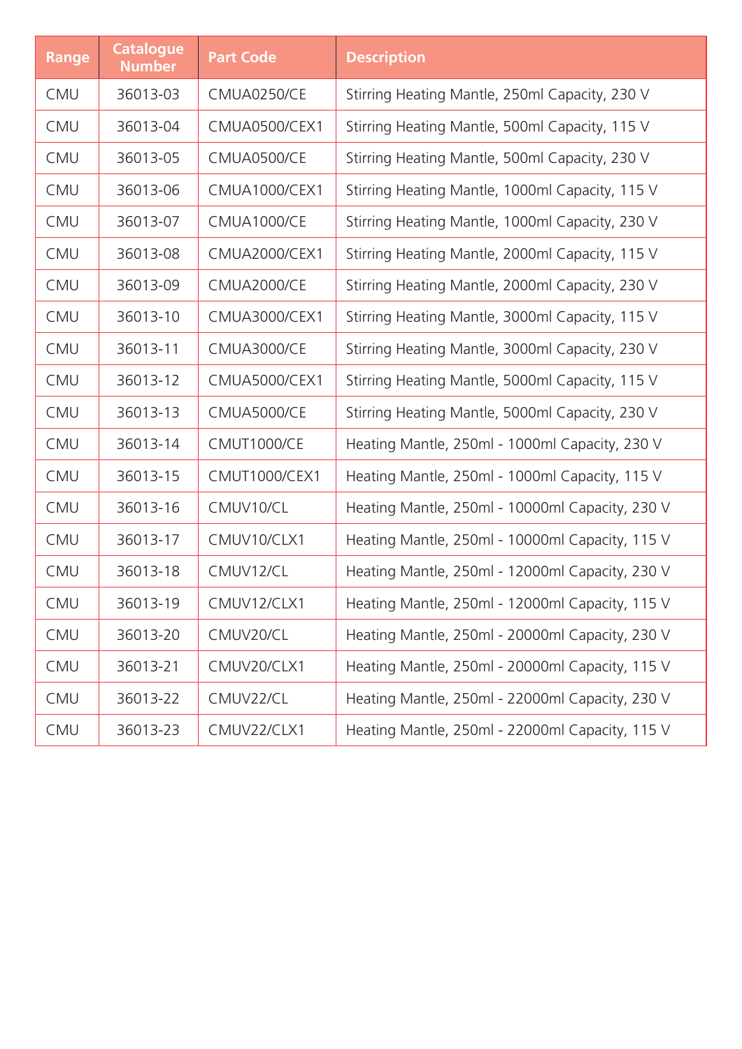| Range | Catalogue Number | Part Code | Description |
|---|---|---|---|
| CMU | 36013-03 | CMUA0250/CE | Stirring Heating Mantle, 250ml Capacity, 230 V |
| CMU | 36013-04 | CMUA0500/CEX1 | Stirring Heating Mantle, 500ml Capacity, 115 V |
| CMU | 36013-05 | CMUA0500/CE | Stirring Heating Mantle, 500ml Capacity, 230 V |
| CMU | 36013-06 | CMUA1000/CEX1 | Stirring Heating Mantle, 1000ml Capacity, 115 V |
| CMU | 36013-07 | CMUA1000/CE | Stirring Heating Mantle, 1000ml Capacity, 230 V |
| CMU | 36013-08 | CMUA2000/CEX1 | Stirring Heating Mantle, 2000ml Capacity, 115 V |
| CMU | 36013-09 | CMUA2000/CE | Stirring Heating Mantle, 2000ml Capacity, 230 V |
| CMU | 36013-10 | CMUA3000/CEX1 | Stirring Heating Mantle, 3000ml Capacity, 115 V |
| CMU | 36013-11 | CMUA3000/CE | Stirring Heating Mantle, 3000ml Capacity, 230 V |
| CMU | 36013-12 | CMUA5000/CEX1 | Stirring Heating Mantle, 5000ml Capacity, 115 V |
| CMU | 36013-13 | CMUA5000/CE | Stirring Heating Mantle, 5000ml Capacity, 230 V |
| CMU | 36013-14 | CMUT1000/CE | Heating Mantle, 250ml - 1000ml Capacity, 230 V |
| CMU | 36013-15 | CMUT1000/CEX1 | Heating Mantle, 250ml - 1000ml Capacity, 115 V |
| CMU | 36013-16 | CMUV10/CL | Heating Mantle, 250ml - 10000ml Capacity, 230 V |
| CMU | 36013-17 | CMUV10/CLX1 | Heating Mantle, 250ml - 10000ml Capacity, 115 V |
| CMU | 36013-18 | CMUV12/CL | Heating Mantle, 250ml - 12000ml Capacity, 230 V |
| CMU | 36013-19 | CMUV12/CLX1 | Heating Mantle, 250ml - 12000ml Capacity, 115 V |
| CMU | 36013-20 | CMUV20/CL | Heating Mantle, 250ml - 20000ml Capacity, 230 V |
| CMU | 36013-21 | CMUV20/CLX1 | Heating Mantle, 250ml - 20000ml Capacity, 115 V |
| CMU | 36013-22 | CMUV22/CL | Heating Mantle, 250ml - 22000ml Capacity, 230 V |
| CMU | 36013-23 | CMUV22/CLX1 | Heating Mantle, 250ml - 22000ml Capacity, 115 V |